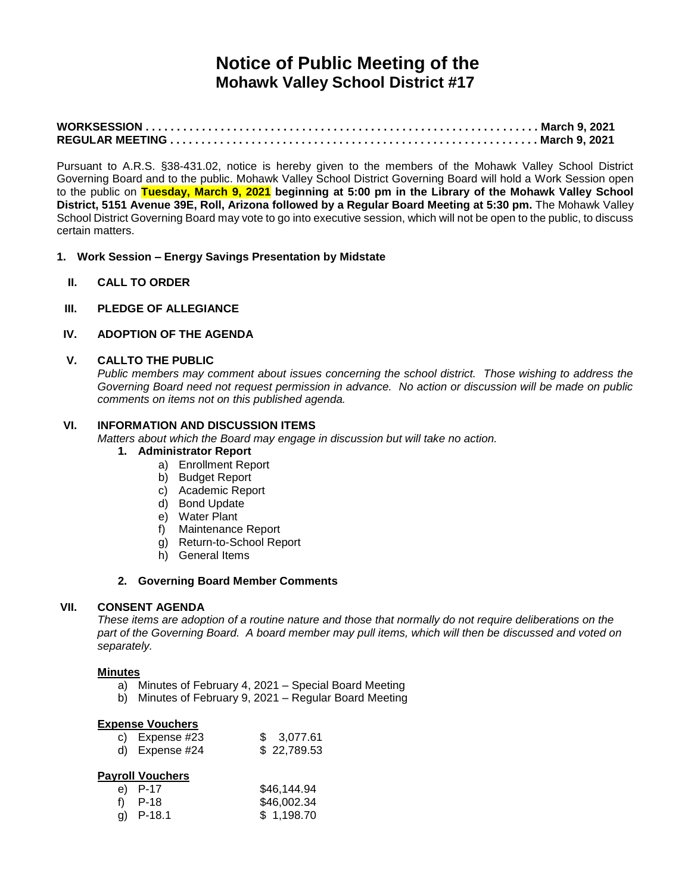# Notice of Public Meeting of the
## Mohawk Valley School District #17

**WORKSESSION . . . . . . . . . . . . . . . . . . . . . . . . . . . . . . . . . . . . . . . . . . . . . . . . . . . . . . . . . . . . . . . March 9, 2021**
**REGULAR MEETING . . . . . . . . . . . . . . . . . . . . . . . . . . . . . . . . . . . . . . . . . . . . . . . . . . . . . . . . . . March 9, 2021**

Pursuant to A.R.S. §38-431.02, notice is hereby given to the members of the Mohawk Valley School District Governing Board and to the public. Mohawk Valley School District Governing Board will hold a Work Session open to the public on **Tuesday, March 9, 2021 beginning at 5:00 pm in the Library of the Mohawk Valley School District, 5151 Avenue 39E, Roll, Arizona followed by a Regular Board Meeting at 5:30 pm.** The Mohawk Valley School District Governing Board may vote to go into executive session, which will not be open to the public, to discuss certain matters.

**1. Work Session – Energy Savings Presentation by Midstate**

**II. CALL TO ORDER**

**III. PLEDGE OF ALLEGIANCE**

**IV. ADOPTION OF THE AGENDA**

**V. CALLTO THE PUBLIC**

*Public members may comment about issues concerning the school district. Those wishing to address the Governing Board need not request permission in advance. No action or discussion will be made on public comments on items not on this published agenda.*

**VI. INFORMATION AND DISCUSSION ITEMS**

*Matters about which the Board may engage in discussion but will take no action.*

**1. Administrator Report**

a) Enrollment Report
b) Budget Report
c) Academic Report
d) Bond Update
e) Water Plant
f) Maintenance Report
g) Return-to-School Report
h) General Items

**2. Governing Board Member Comments**

**VII. CONSENT AGENDA**

*These items are adoption of a routine nature and those that normally do not require deliberations on the part of the Governing Board. A board member may pull items, which will then be discussed and voted on separately.*

**Minutes**

a) Minutes of February 4, 2021 – Special Board Meeting
b) Minutes of February 9, 2021 – Regular Board Meeting

**Expense Vouchers**

c) Expense #23 $ 3,077.61
d) Expense #24 $ 22,789.53

**Payroll Vouchers**

e) P-17 $46,144.94
f) P-18 $46,002.34
g) P-18.1 $ 1,198.70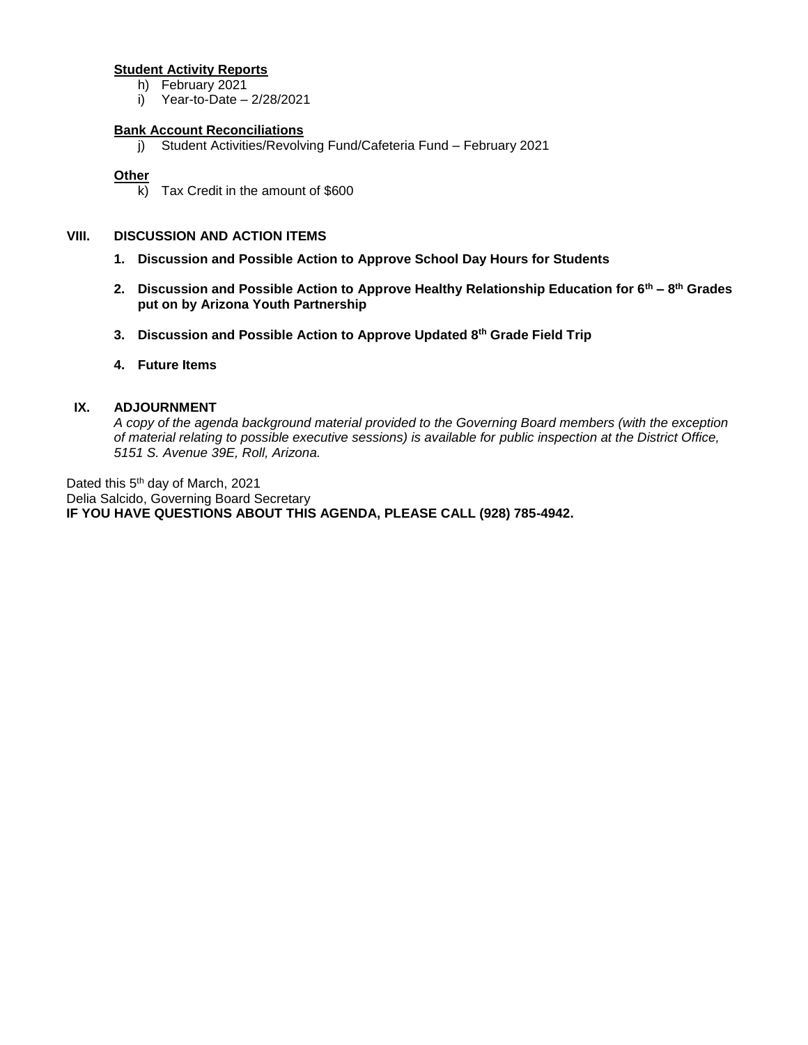**Student Activity Reports**

h) February 2021
i) Year-to-Date – 2/28/2021

**Bank Account Reconciliations**

j) Student Activities/Revolving Fund/Cafeteria Fund – February 2021

**Other**

k) Tax Credit in the amount of $600

## VIII. DISCUSSION AND ACTION ITEMS

1. **Discussion and Possible Action to Approve School Day Hours for Students**

2. **Discussion and Possible Action to Approve Healthy Relationship Education for 6th – 8th Grades put on by Arizona Youth Partnership**

3. **Discussion and Possible Action to Approve Updated 8th Grade Field Trip**

4. **Future Items**

## IX. ADJOURNMENT

*A copy of the agenda background material provided to the Governing Board members (with the exception of material relating to possible executive sessions) is available for public inspection at the District Office, 5151 S. Avenue 39E, Roll, Arizona.*

Dated this 5th day of March, 2021
Delia Salcido, Governing Board Secretary
**IF YOU HAVE QUESTIONS ABOUT THIS AGENDA, PLEASE CALL (928) 785-4942.**